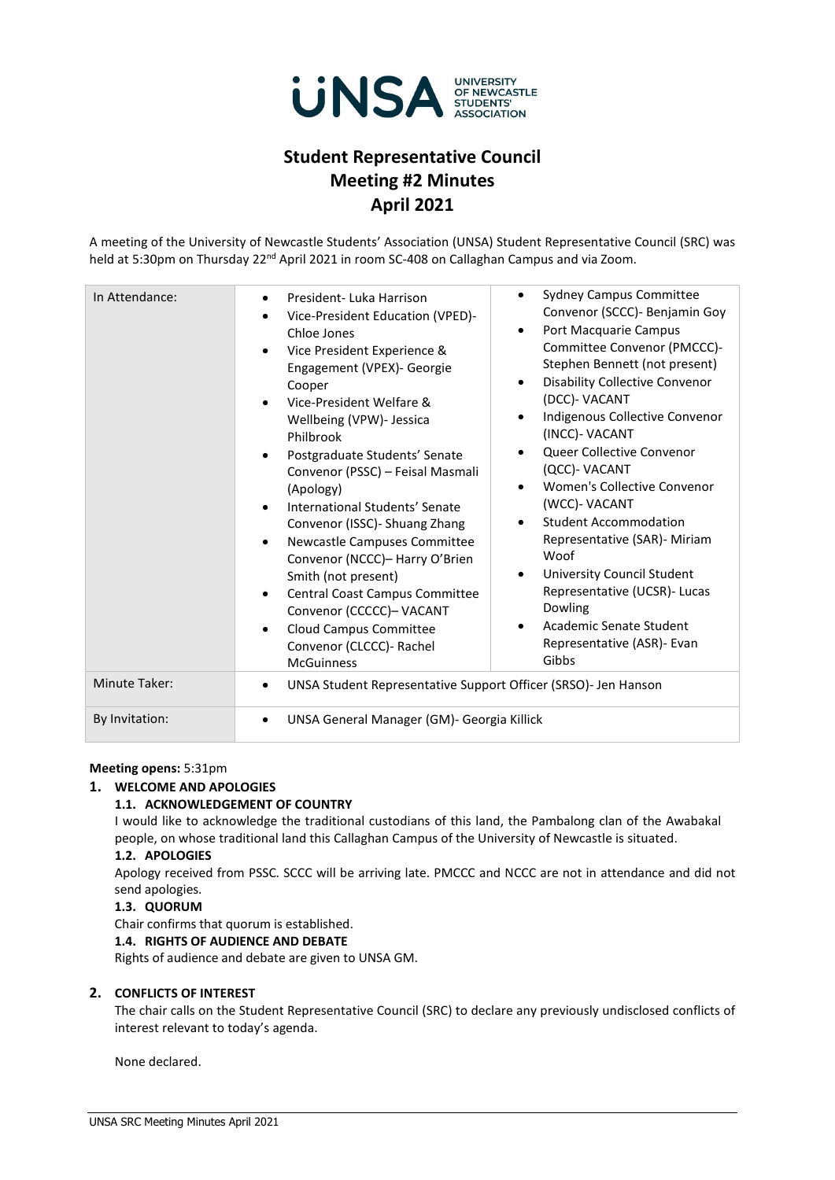UNSA UNIVERSITY OF NEWCASTLE STUDENTS' ASSOCIATION

# Student Representative Council Meeting #2 Minutes April 2021

A meeting of the University of Newcastle Students' Association (UNSA) Student Representative Council (SRC) was held at 5:30pm on Thursday 22nd April 2021 in room SC-408 on Callaghan Campus and via Zoom.

| | | |
|---|---|---|
| In Attendance: | • President- Luka Harrison<br>• Vice-President Education (VPED)- Chloe Jones<br>• Vice President Experience & Engagement (VPEX)- Georgie Cooper<br>• Vice-President Welfare & Wellbeing (VPW)- Jessica Philbrook<br>• Postgraduate Students' Senate Convenor (PSSC) – Feisal Masmali (Apology)<br>• International Students' Senate Convenor (ISSC)- Shuang Zhang<br>• Newcastle Campuses Committee Convenor (NCCC)– Harry O'Brien Smith (not present)<br>• Central Coast Campus Committee Convenor (CCCCC)– VACANT<br>• Cloud Campus Committee Convenor (CLCCC)- Rachel McGuinness | • Sydney Campus Committee Convenor (SCCC)- Benjamin Goy<br>• Port Macquarie Campus Committee Convenor (PMCCC)- Stephen Bennett (not present)<br>• Disability Collective Convenor (DCC)- VACANT<br>• Indigenous Collective Convenor (INCC)- VACANT<br>• Queer Collective Convenor (QCC)- VACANT<br>• Women's Collective Convenor (WCC)- VACANT<br>• Student Accommodation Representative (SAR)- Miriam Woof<br>• University Council Student Representative (UCSR)- Lucas Dowling<br>• Academic Senate Student Representative (ASR)- Evan Gibbs |
| Minute Taker: | • UNSA Student Representative Support Officer (SRSO)- Jen Hanson | |
| By Invitation: | • UNSA General Manager (GM)- Georgia Killick | |

**Meeting opens:** 5:31pm

## 1. WELCOME AND APOLOGIES

### 1.1. ACKNOWLEDGEMENT OF COUNTRY

I would like to acknowledge the traditional custodians of this land, the Pambalong clan of the Awabakal people, on whose traditional land this Callaghan Campus of the University of Newcastle is situated.

### 1.2. APOLOGIES

Apology received from PSSC. SCCC will be arriving late. PMCCC and NCCC are not in attendance and did not send apologies.

### 1.3. QUORUM

Chair confirms that quorum is established.

### 1.4. RIGHTS OF AUDIENCE AND DEBATE

Rights of audience and debate are given to UNSA GM.

## 2. CONFLICTS OF INTEREST

The chair calls on the Student Representative Council (SRC) to declare any previously undisclosed conflicts of interest relevant to today's agenda.

None declared.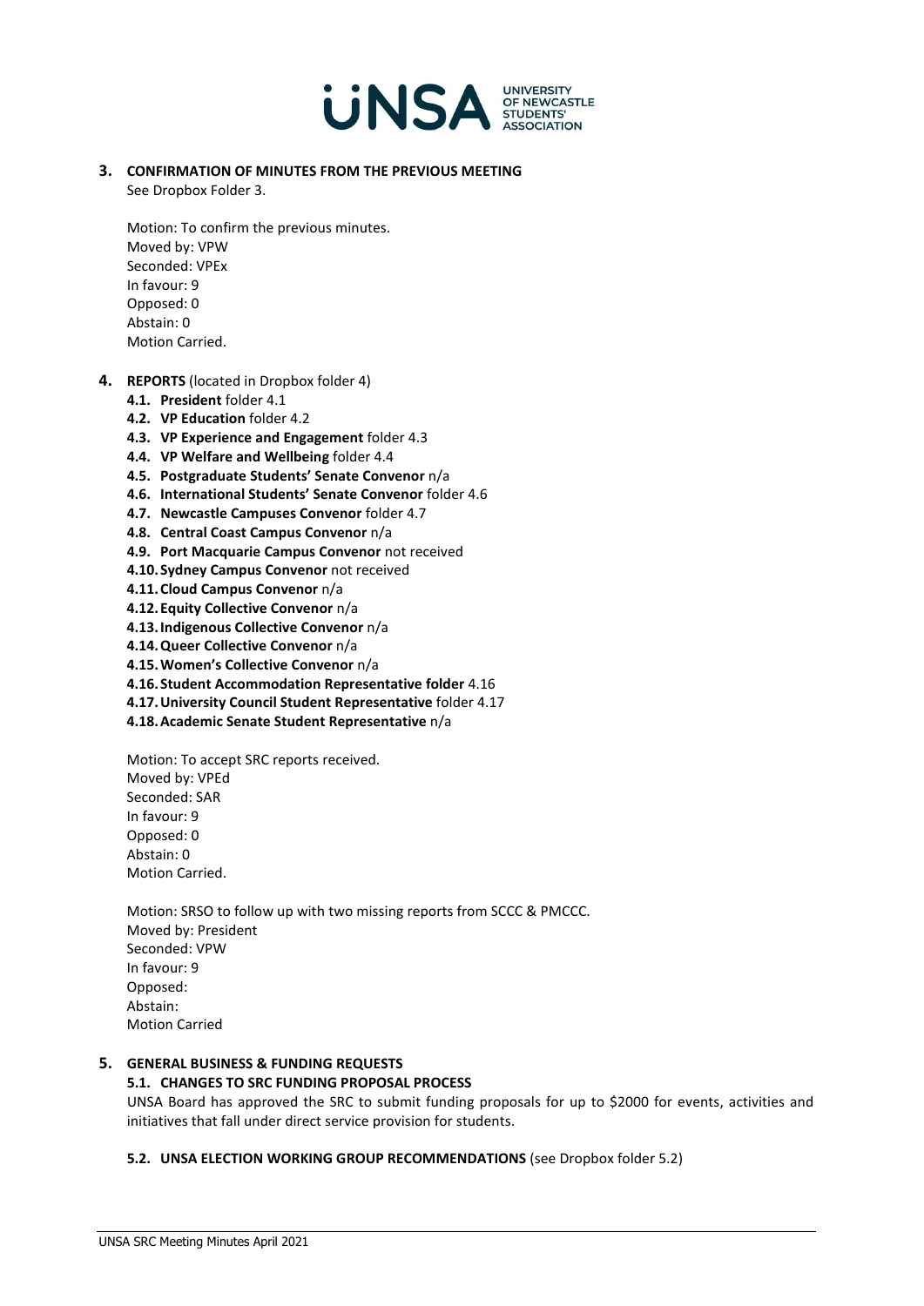## 3. CONFIRMATION OF MINUTES FROM THE PREVIOUS MEETING

See Dropbox Folder 3.

Motion: To confirm the previous minutes.
Moved by: VPW
Seconded: VPEx
In favour: 9
Opposed: 0
Abstain: 0
Motion Carried.

## 4. REPORTS (located in Dropbox folder 4)

- **4.1. President** folder 4.1
- **4.2. VP Education** folder 4.2
- **4.3. VP Experience and Engagement** folder 4.3
- **4.4. VP Welfare and Wellbeing** folder 4.4
- **4.5. Postgraduate Students' Senate Convenor** n/a
- **4.6. International Students' Senate Convenor** folder 4.6
- **4.7. Newcastle Campuses Convenor** folder 4.7
- **4.8. Central Coast Campus Convenor** n/a
- **4.9. Port Macquarie Campus Convenor** not received
- **4.10. Sydney Campus Convenor** not received
- **4.11. Cloud Campus Convenor** n/a
- **4.12. Equity Collective Convenor** n/a
- **4.13. Indigenous Collective Convenor** n/a
- **4.14. Queer Collective Convenor** n/a
- **4.15. Women's Collective Convenor** n/a
- **4.16. Student Accommodation Representative folder** 4.16
- **4.17. University Council Student Representative** folder 4.17
- **4.18. Academic Senate Student Representative** n/a

Motion: To accept SRC reports received.
Moved by: VPEd
Seconded: SAR
In favour: 9
Opposed: 0
Abstain: 0
Motion Carried.

Motion: SRSO to follow up with two missing reports from SCCC & PMCCC.
Moved by: President
Seconded: VPW
In favour: 9
Opposed:
Abstain:
Motion Carried

## 5. GENERAL BUSINESS & FUNDING REQUESTS

### 5.1. CHANGES TO SRC FUNDING PROPOSAL PROCESS

UNSA Board has approved the SRC to submit funding proposals for up to $2000 for events, activities and initiatives that fall under direct service provision for students.

### 5.2. UNSA ELECTION WORKING GROUP RECOMMENDATIONS (see Dropbox folder 5.2)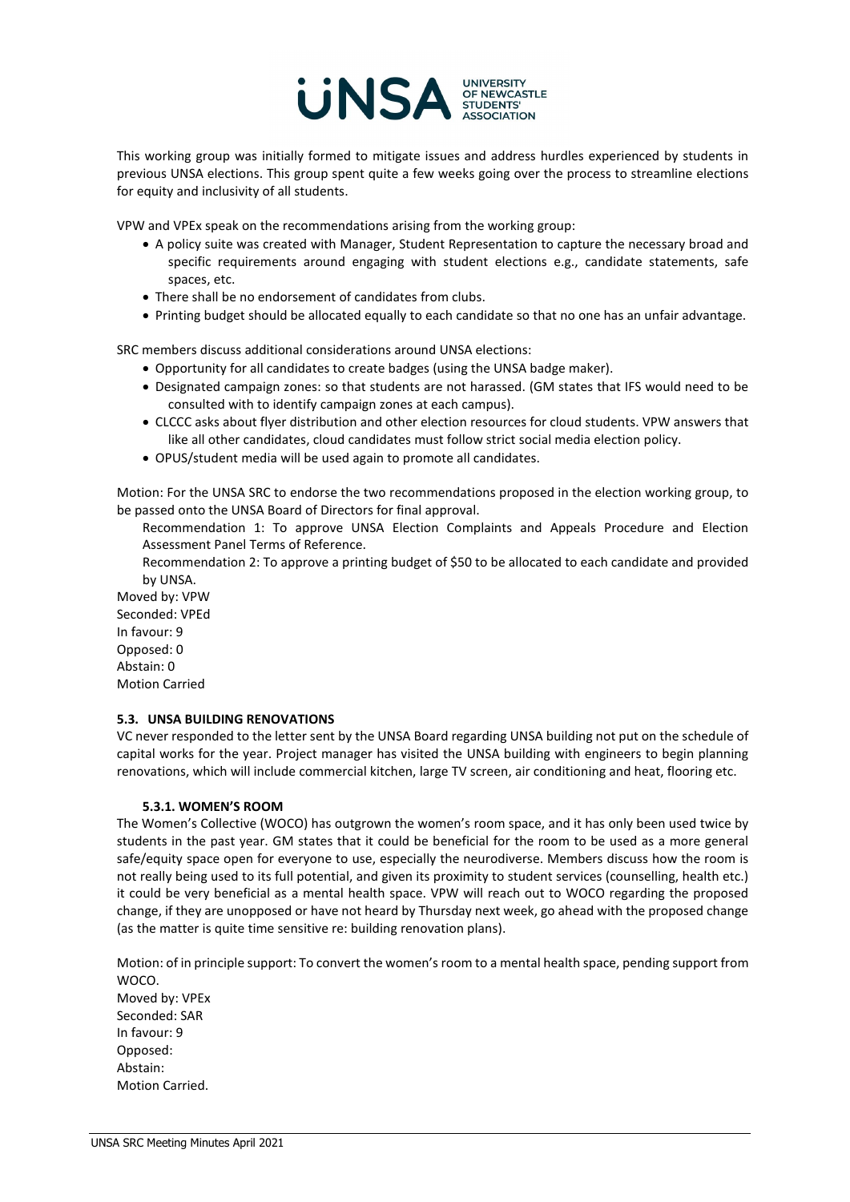This working group was initially formed to mitigate issues and address hurdles experienced by students in previous UNSA elections. This group spent quite a few weeks going over the process to streamline elections for equity and inclusivity of all students.

VPW and VPEx speak on the recommendations arising from the working group:

- A policy suite was created with Manager, Student Representation to capture the necessary broad and specific requirements around engaging with student elections e.g., candidate statements, safe spaces, etc.
- There shall be no endorsement of candidates from clubs.
- Printing budget should be allocated equally to each candidate so that no one has an unfair advantage.

SRC members discuss additional considerations around UNSA elections:

- Opportunity for all candidates to create badges (using the UNSA badge maker).
- Designated campaign zones: so that students are not harassed. (GM states that IFS would need to be consulted with to identify campaign zones at each campus).
- CLCCC asks about flyer distribution and other election resources for cloud students. VPW answers that like all other candidates, cloud candidates must follow strict social media election policy.
- OPUS/student media will be used again to promote all candidates.

Motion: For the UNSA SRC to endorse the two recommendations proposed in the election working group, to be passed onto the UNSA Board of Directors for final approval.

Recommendation 1: To approve UNSA Election Complaints and Appeals Procedure and Election Assessment Panel Terms of Reference.

Recommendation 2: To approve a printing budget of $50 to be allocated to each candidate and provided by UNSA.

Moved by: VPW
Seconded: VPEd
In favour: 9
Opposed: 0
Abstain: 0
Motion Carried

### 5.3. UNSA BUILDING RENOVATIONS

VC never responded to the letter sent by the UNSA Board regarding UNSA building not put on the schedule of capital works for the year. Project manager has visited the UNSA building with engineers to begin planning renovations, which will include commercial kitchen, large TV screen, air conditioning and heat, flooring etc.

#### 5.3.1. WOMEN'S ROOM

The Women's Collective (WOCO) has outgrown the women's room space, and it has only been used twice by students in the past year. GM states that it could be beneficial for the room to be used as a more general safe/equity space open for everyone to use, especially the neurodiverse. Members discuss how the room is not really being used to its full potential, and given its proximity to student services (counselling, health etc.) it could be very beneficial as a mental health space. VPW will reach out to WOCO regarding the proposed change, if they are unopposed or have not heard by Thursday next week, go ahead with the proposed change (as the matter is quite time sensitive re: building renovation plans).

Motion: of in principle support: To convert the women's room to a mental health space, pending support from WOCO.

Moved by: VPEx
Seconded: SAR
In favour: 9
Opposed:
Abstain:
Motion Carried.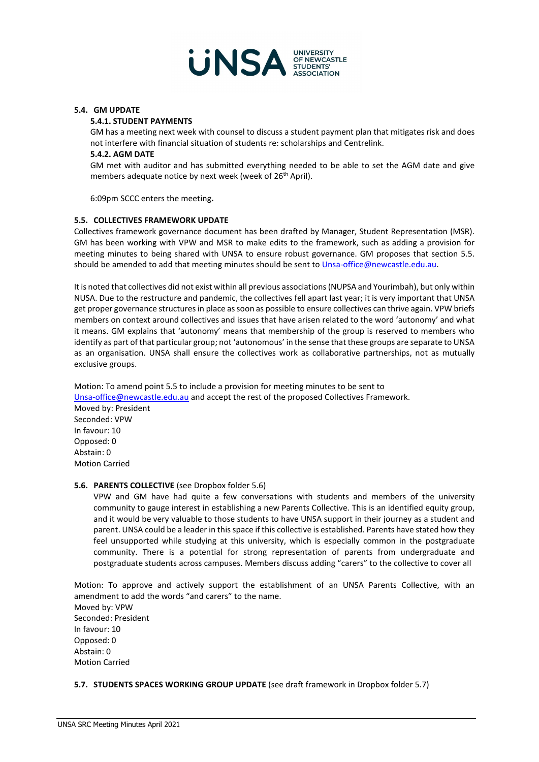### 5.4. GM UPDATE

#### 5.4.1. STUDENT PAYMENTS

GM has a meeting next week with counsel to discuss a student payment plan that mitigates risk and does not interfere with financial situation of students re: scholarships and Centrelink.

#### 5.4.2. AGM DATE

GM met with auditor and has submitted everything needed to be able to set the AGM date and give members adequate notice by next week (week of 26th April).

6:09pm SCCC enters the meeting**.**

### 5.5. COLLECTIVES FRAMEWORK UPDATE

Collectives framework governance document has been drafted by Manager, Student Representation (MSR). GM has been working with VPW and MSR to make edits to the framework, such as adding a provision for meeting minutes to being shared with UNSA to ensure robust governance. GM proposes that section 5.5. should be amended to add that meeting minutes should be sent to Unsa-office@newcastle.edu.au.

It is noted that collectives did not exist within all previous associations (NUPSA and Yourimbah), but only within NUSA. Due to the restructure and pandemic, the collectives fell apart last year; it is very important that UNSA get proper governance structures in place as soon as possible to ensure collectives can thrive again. VPW briefs members on context around collectives and issues that have arisen related to the word 'autonomy' and what it means. GM explains that 'autonomy' means that membership of the group is reserved to members who identify as part of that particular group; not 'autonomous' in the sense that these groups are separate to UNSA as an organisation. UNSA shall ensure the collectives work as collaborative partnerships, not as mutually exclusive groups.

Motion: To amend point 5.5 to include a provision for meeting minutes to be sent to Unsa-office@newcastle.edu.au and accept the rest of the proposed Collectives Framework.
Moved by: President
Seconded: VPW
In favour: 10
Opposed: 0
Abstain: 0
Motion Carried

### 5.6. PARENTS COLLECTIVE (see Dropbox folder 5.6)

VPW and GM have had quite a few conversations with students and members of the university community to gauge interest in establishing a new Parents Collective. This is an identified equity group, and it would be very valuable to those students to have UNSA support in their journey as a student and parent. UNSA could be a leader in this space if this collective is established. Parents have stated how they feel unsupported while studying at this university, which is especially common in the postgraduate community. There is a potential for strong representation of parents from undergraduate and postgraduate students across campuses. Members discuss adding "carers" to the collective to cover all

Motion: To approve and actively support the establishment of an UNSA Parents Collective, with an amendment to add the words "and carers" to the name.
Moved by: VPW
Seconded: President
In favour: 10
Opposed: 0
Abstain: 0
Motion Carried

### 5.7. STUDENTS SPACES WORKING GROUP UPDATE (see draft framework in Dropbox folder 5.7)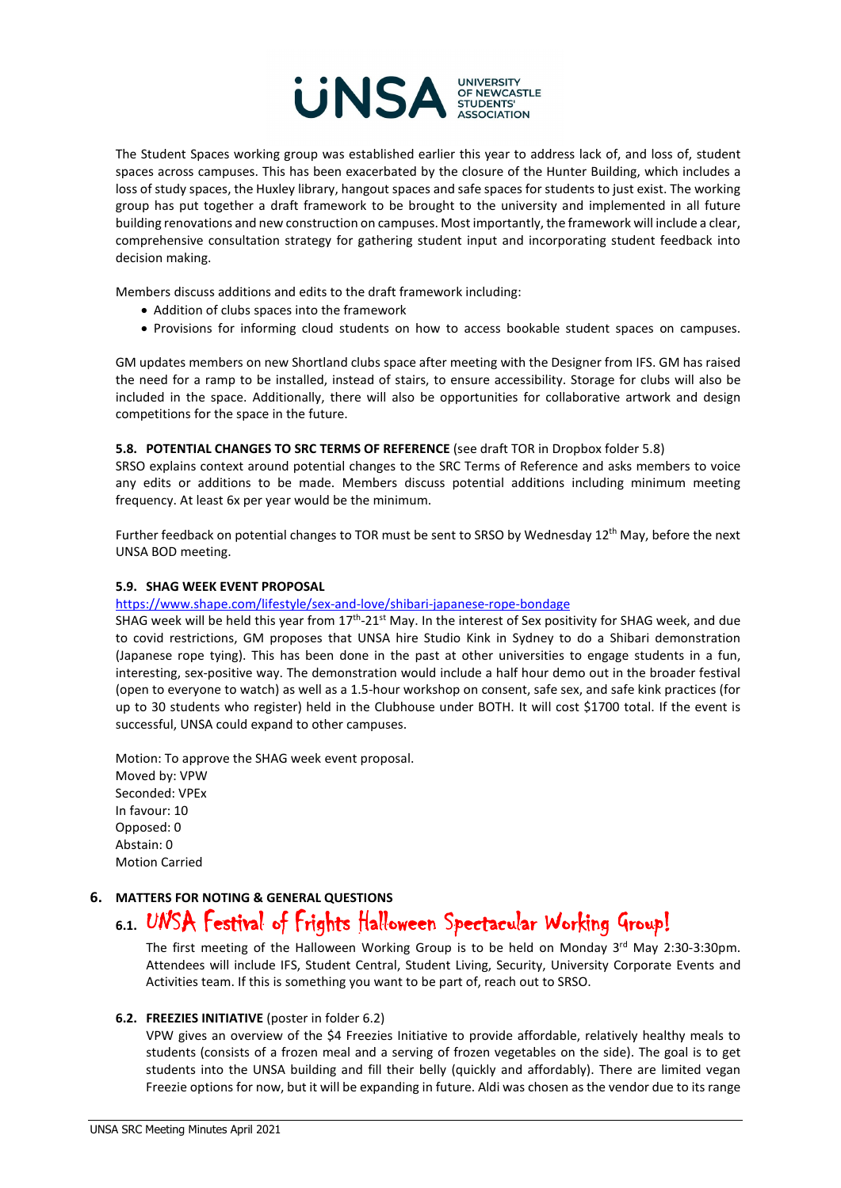The Student Spaces working group was established earlier this year to address lack of, and loss of, student spaces across campuses. This has been exacerbated by the closure of the Hunter Building, which includes a loss of study spaces, the Huxley library, hangout spaces and safe spaces for students to just exist. The working group has put together a draft framework to be brought to the university and implemented in all future building renovations and new construction on campuses. Most importantly, the framework will include a clear, comprehensive consultation strategy for gathering student input and incorporating student feedback into decision making.

Members discuss additions and edits to the draft framework including:

- Addition of clubs spaces into the framework
- Provisions for informing cloud students on how to access bookable student spaces on campuses.

GM updates members on new Shortland clubs space after meeting with the Designer from IFS. GM has raised the need for a ramp to be installed, instead of stairs, to ensure accessibility. Storage for clubs will also be included in the space. Additionally, there will also be opportunities for collaborative artwork and design competitions for the space in the future.

**5.8. POTENTIAL CHANGES TO SRC TERMS OF REFERENCE** (see draft TOR in Dropbox folder 5.8)
SRSO explains context around potential changes to the SRC Terms of Reference and asks members to voice any edits or additions to be made. Members discuss potential additions including minimum meeting frequency. At least 6x per year would be the minimum.

Further feedback on potential changes to TOR must be sent to SRSO by Wednesday 12th May, before the next UNSA BOD meeting.

**5.9. SHAG WEEK EVENT PROPOSAL**
https://www.shape.com/lifestyle/sex-and-love/shibari-japanese-rope-bondage
SHAG week will be held this year from 17th-21st May. In the interest of Sex positivity for SHAG week, and due to covid restrictions, GM proposes that UNSA hire Studio Kink in Sydney to do a Shibari demonstration (Japanese rope tying). This has been done in the past at other universities to engage students in a fun, interesting, sex-positive way. The demonstration would include a half hour demo out in the broader festival (open to everyone to watch) as well as a 1.5-hour workshop on consent, safe sex, and safe kink practices (for up to 30 students who register) held in the Clubhouse under BOTH. It will cost $1700 total. If the event is successful, UNSA could expand to other campuses.

Motion: To approve the SHAG week event proposal.
Moved by: VPW
Seconded: VPEx
In favour: 10
Opposed: 0
Abstain: 0
Motion Carried

## 6. MATTERS FOR NOTING & GENERAL QUESTIONS

### 6.1. UNSA Festival of Frights Halloween Spectacular Working Group!

The first meeting of the Halloween Working Group is to be held on Monday 3rd May 2:30-3:30pm. Attendees will include IFS, Student Central, Student Living, Security, University Corporate Events and Activities team. If this is something you want to be part of, reach out to SRSO.

**6.2. FREEZIES INITIATIVE** (poster in folder 6.2)
VPW gives an overview of the $4 Freezies Initiative to provide affordable, relatively healthy meals to students (consists of a frozen meal and a serving of frozen vegetables on the side). The goal is to get students into the UNSA building and fill their belly (quickly and affordably). There are limited vegan Freezie options for now, but it will be expanding in future. Aldi was chosen as the vendor due to its range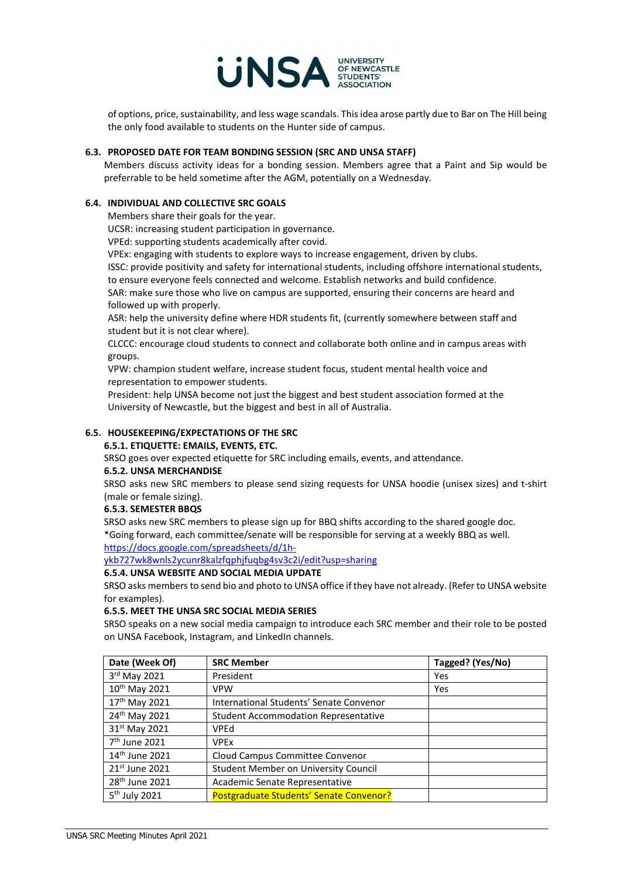of options, price, sustainability, and less wage scandals. This idea arose partly due to Bar on The Hill being the only food available to students on the Hunter side of campus.

### 6.3. PROPOSED DATE FOR TEAM BONDING SESSION (SRC AND UNSA STAFF)

Members discuss activity ideas for a bonding session. Members agree that a Paint and Sip would be preferrable to be held sometime after the AGM, potentially on a Wednesday.

### 6.4. INDIVIDUAL AND COLLECTIVE SRC GOALS

Members share their goals for the year.

UCSR: increasing student participation in governance.

VPEd: supporting students academically after covid.

VPEx: engaging with students to explore ways to increase engagement, driven by clubs.

ISSC: provide positivity and safety for international students, including offshore international students, to ensure everyone feels connected and welcome. Establish networks and build confidence.

SAR: make sure those who live on campus are supported, ensuring their concerns are heard and followed up with properly.

ASR: help the university define where HDR students fit, (currently somewhere between staff and student but it is not clear where).

CLCCC: encourage cloud students to connect and collaborate both online and in campus areas with groups.

VPW: champion student welfare, increase student focus, student mental health voice and representation to empower students.

President: help UNSA become not just the biggest and best student association formed at the University of Newcastle, but the biggest and best in all of Australia.

### 6.5. HOUSEKEEPING/EXPECTATIONS OF THE SRC

#### 6.5.1. ETIQUETTE: EMAILS, EVENTS, ETC.

SRSO goes over expected etiquette for SRC including emails, events, and attendance.

#### 6.5.2. UNSA MERCHANDISE

SRSO asks new SRC members to please send sizing requests for UNSA hoodie (unisex sizes) and t-shirt (male or female sizing).

#### 6.5.3. SEMESTER BBQS

SRSO asks new SRC members to please sign up for BBQ shifts according to the shared google doc.

*Going forward, each committee/senate will be responsible for serving at a weekly BBQ as well.

https://docs.google.com/spreadsheets/d/1h-ykb727wk8wnls2ycunr8kalzfqphjfuqbg4sv3c2i/edit?usp=sharing

#### 6.5.4. UNSA WEBSITE AND SOCIAL MEDIA UPDATE

SRSO asks members to send bio and photo to UNSA office if they have not already. (Refer to UNSA website for examples).

#### 6.5.5. MEET THE UNSA SRC SOCIAL MEDIA SERIES

SRSO speaks on a new social media campaign to introduce each SRC member and their role to be posted on UNSA Facebook, Instagram, and LinkedIn channels.

| Date (Week Of) | SRC Member | Tagged? (Yes/No) |
|---|---|---|
| 3rd May 2021 | President | Yes |
| 10th May 2021 | VPW | Yes |
| 17th May 2021 | International Students' Senate Convenor | |
| 24th May 2021 | Student Accommodation Representative | |
| 31st May 2021 | VPEd | |
| 7th June 2021 | VPEx | |
| 14th June 2021 | Cloud Campus Committee Convenor | |
| 21st June 2021 | Student Member on University Council | |
| 28th June 2021 | Academic Senate Representative | |
| 5th July 2021 | Postgraduate Students' Senate Convenor? | |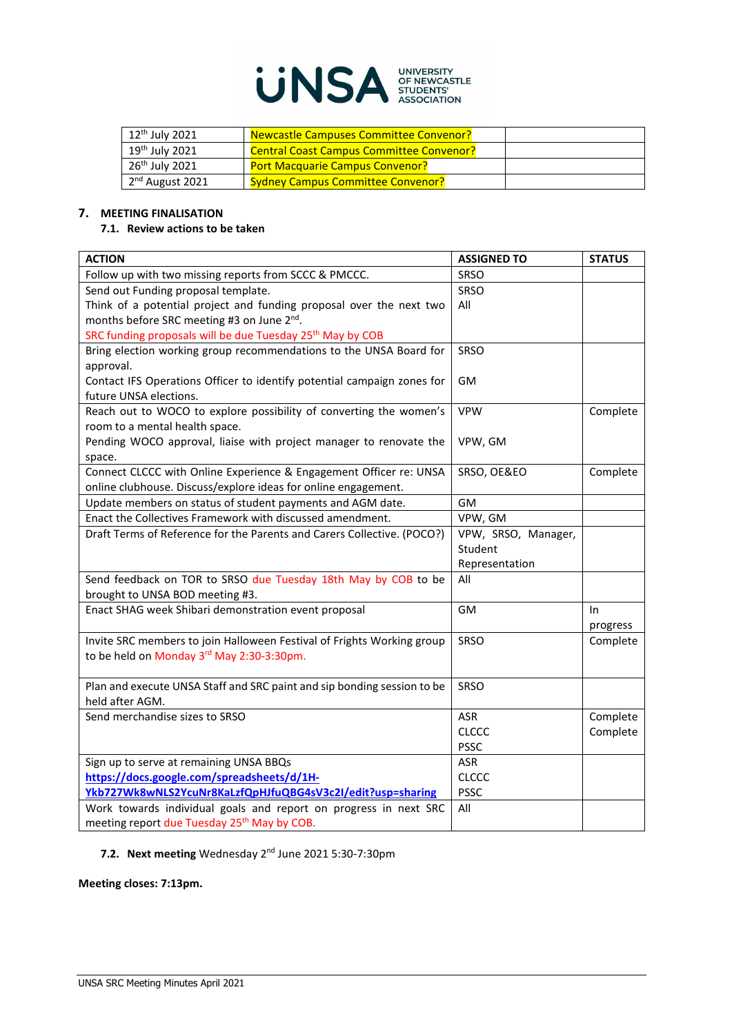| | | |
|---|---|---|
| 12th July 2021 | Newcastle Campuses Committee Convenor? | |
| 19th July 2021 | Central Coast Campus Committee Convenor? | |
| 26th July 2021 | Port Macquarie Campus Convenor? | |
| 2nd August 2021 | Sydney Campus Committee Convenor? | |

## 7. MEETING FINALISATION

### 7.1. Review actions to be taken

| ACTION | ASSIGNED TO | STATUS |
|---|---|---|
| Follow up with two missing reports from SCCC & PMCCC. | SRSO | |
| Send out Funding proposal template.<br>Think of a potential project and funding proposal over the next two months before SRC meeting #3 on June 2nd.<br>SRC funding proposals will be due Tuesday 25th May by COB | SRSO<br>All | |
| Bring election working group recommendations to the UNSA Board for approval.<br>Contact IFS Operations Officer to identify potential campaign zones for future UNSA elections. | SRSO<br><br>GM | |
| Reach out to WOCO to explore possibility of converting the women's room to a mental health space.<br>Pending WOCO approval, liaise with project manager to renovate the space. | VPW<br><br>VPW, GM | Complete |
| Connect CLCCC with Online Experience & Engagement Officer re: UNSA online clubhouse. Discuss/explore ideas for online engagement. | SRSO, OE&EO | Complete |
| Update members on status of student payments and AGM date. | GM | |
| Enact the Collectives Framework with discussed amendment. | VPW, GM | |
| Draft Terms of Reference for the Parents and Carers Collective. (POCO?) | VPW, SRSO, Manager, Student Representation | |
| Send feedback on TOR to SRSO due Tuesday 18th May by COB to be brought to UNSA BOD meeting #3. | All | |
| Enact SHAG week Shibari demonstration event proposal | GM | In progress |
| Invite SRC members to join Halloween Festival of Frights Working group to be held on Monday 3rd May 2:30-3:30pm. | SRSO | Complete |
| Plan and execute UNSA Staff and SRC paint and sip bonding session to be held after AGM. | SRSO | |
| Send merchandise sizes to SRSO | ASR<br>CLCCC<br>PSSC | Complete<br>Complete |
| Sign up to serve at remaining UNSA BBQs<br>https://docs.google.com/spreadsheets/d/1H-Ykb727Wk8wNLS2YcuNr8KaLzfQpHJfuQBG4sV3c2I/edit?usp=sharing | ASR<br>CLCCC<br>PSSC | |
| Work towards individual goals and report on progress in next SRC meeting report due Tuesday 25th May by COB. | All | |

### 7.2. Next meeting Wednesday 2nd June 2021 5:30-7:30pm

**Meeting closes: 7:13pm.**